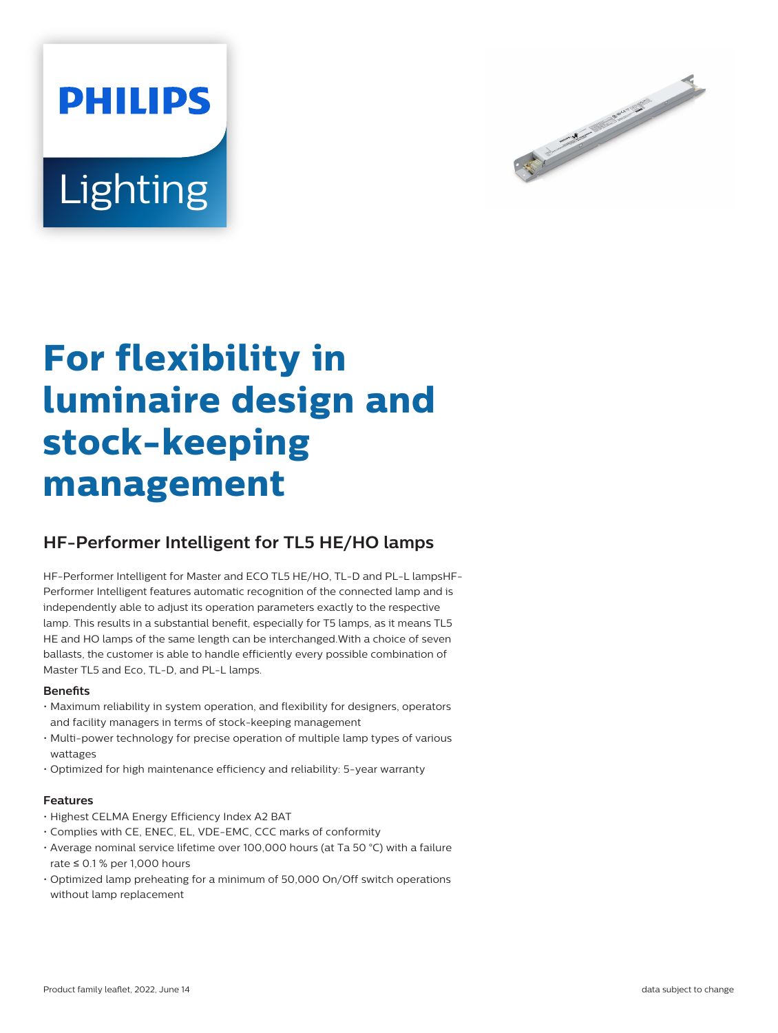PHILIPS

Lighting

# For flexibility in luminaire design and stock-keeping management

## HF-Performer Intelligent for TL5 HE/HO lamps

HF-Performer Intelligent for Master and ECO TL5 HE/HO, TL-D and PL-L lampsHF-Performer Intelligent features automatic recognition of the connected lamp and is independently able to adjust its operation parameters exactly to the respective lamp. This results in a substantial benefit, especially for T5 lamps, as it means TL5 HE and HO lamps of the same length can be interchanged.With a choice of seven ballasts, the customer is able to handle efficiently every possible combination of Master TL5 and Eco, TL-D, and PL-L lamps.

### Benefits

- Maximum reliability in system operation, and flexibility for designers, operators and facility managers in terms of stock-keeping management
- Multi-power technology for precise operation of multiple lamp types of various wattages
- Optimized for high maintenance efficiency and reliability: 5-year warranty

### Features

- Highest CELMA Energy Efficiency Index A2 BAT
- Complies with CE, ENEC, EL, VDE-EMC, CCC marks of conformity
- Average nominal service lifetime over 100,000 hours (at Ta 50 °C) with a failure rate ≤ 0.1 % per 1,000 hours
- Optimized lamp preheating for a minimum of 50,000 On/Off switch operations without lamp replacement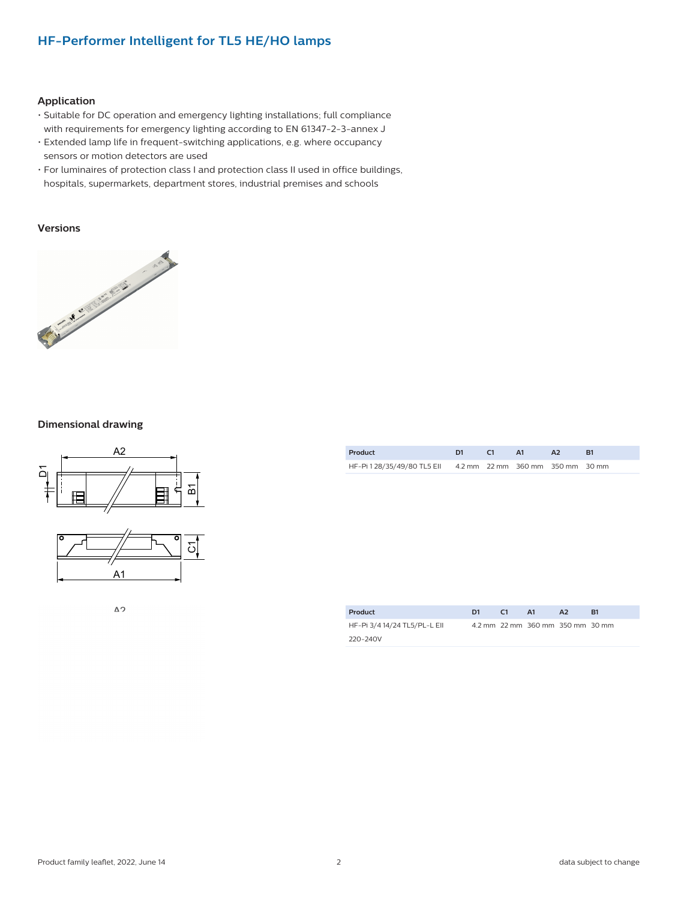# HF-Performer Intelligent for TL5 HE/HO lamps

## Application

- Suitable for DC operation and emergency lighting installations; full compliance with requirements for emergency lighting according to EN 61347-2-3-annex J
- Extended lamp life in frequent-switching applications, e.g. where occupancy sensors or motion detectors are used
- For luminaires of protection class I and protection class II used in office buildings, hospitals, supermarkets, department stores, industrial premises and schools

## Versions

## Dimensional drawing

| Product | D1 | C1 | A1 | A2 | B1 |
|---|---|---|---|---|---|
| HF-Pi 1 28/35/49/80 TL5 EII | 4.2 mm | 22 mm | 360 mm | 350 mm | 30 mm |

| Product | D1 | C1 | A1 | A2 | B1 |
|---|---|---|---|---|---|
| HF-Pi 3/4 14/24 TL5/PL-L EII 220-240V | 4.2 mm | 22 mm | 360 mm | 350 mm | 30 mm |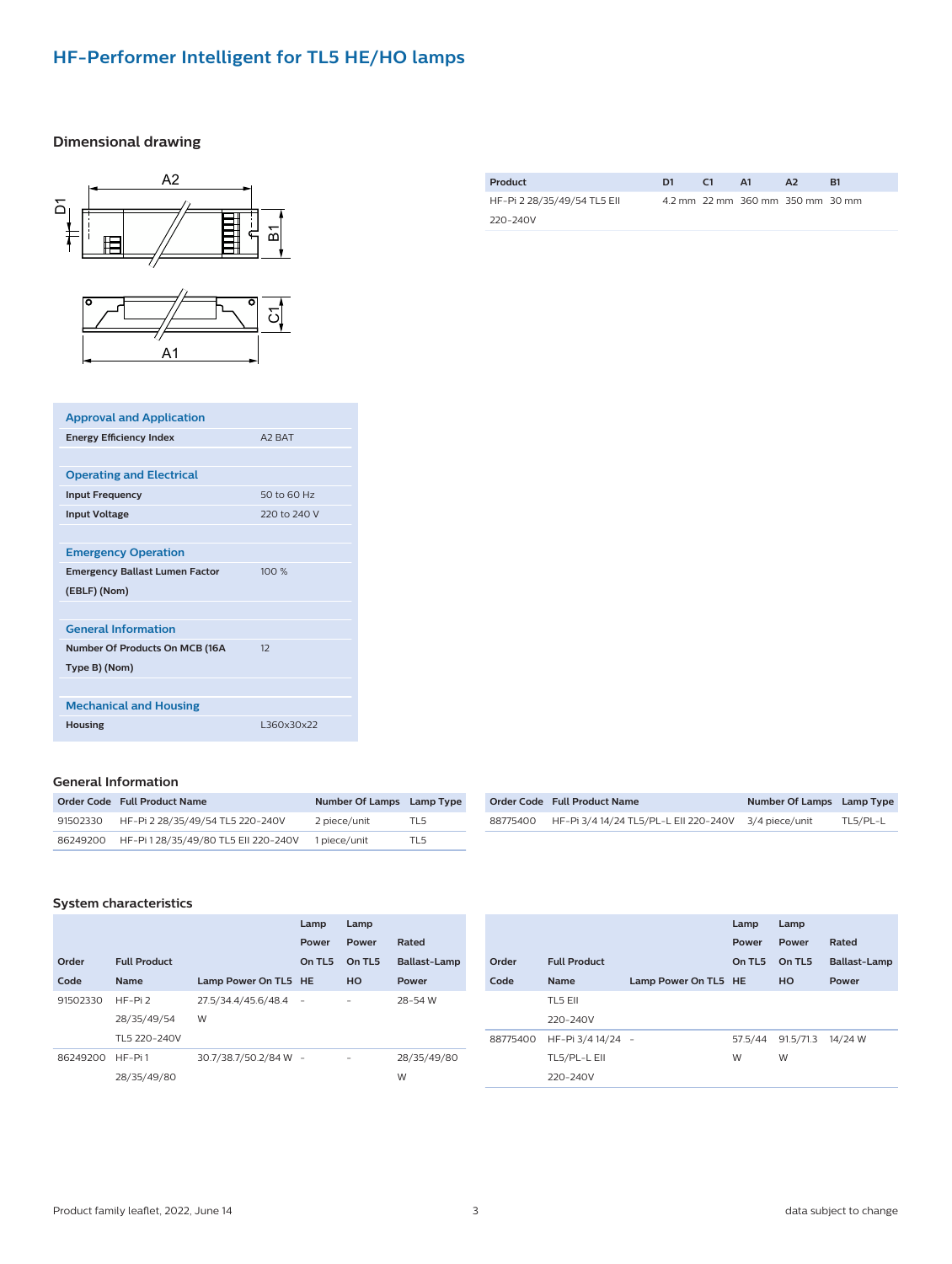# HF-Performer Intelligent for TL5 HE/HO lamps

## Dimensional drawing

| Product | D1 | C1 | A1 | A2 | B1 |
|---|---|---|---|---|---|
| HF-Pi 2 28/35/49/54 TL5 EII 220-240V | 4.2 mm | 22 mm | 360 mm | 350 mm | 30 mm |

| Approval and Application | |
|---|---|
| Energy Efficiency Index | A2 BAT |
| **Operating and Electrical** | |
| Input Frequency | 50 to 60 Hz |
| Input Voltage | 220 to 240 V |
| **Emergency Operation** | |
| Emergency Ballast Lumen Factor (EBLF) (Nom) | 100 % |
| **General Information** | |
| Number Of Products On MCB (16A Type B) (Nom) | 12 |
| **Mechanical and Housing** | |
| Housing | L360x30x22 |

## General Information

| Order Code | Full Product Name | Number Of Lamps | Lamp Type |
|---|---|---|---|
| 91502330 | HF-Pi 2 28/35/49/54 TL5 220-240V | 2 piece/unit | TL5 |
| 86249200 | HF-Pi 1 28/35/49/80 TL5 EII 220-240V | 1 piece/unit | TL5 |
| 88775400 | HF-Pi 3/4 14/24 TL5/PL-L EII 220-240V | 3/4 piece/unit | TL5/PL-L |

## System characteristics

| Order Code | Full Product Name | Lamp Power On TL5 | Lamp Power On TL5 HE | Lamp Power On TL5 HO | Rated Ballast-Lamp Power |
|---|---|---|---|---|---|
| 91502330 | HF-Pi 2 28/35/49/54 TL5 220-240V | 27.5/34.4/45.6/48.4 W | - | - | 28-54 W |
| 86249200 | HF-Pi 1 28/35/49/80 TL5 EII 220-240V | 30.7/38.7/50.2/84 W | - | - | 28/35/49/80 W |
| 88775400 | HF-Pi 3/4 14/24 TL5/PL-L EII 220-240V | - | 57.5/44 W | 91.5/71.3 W | 14/24 W |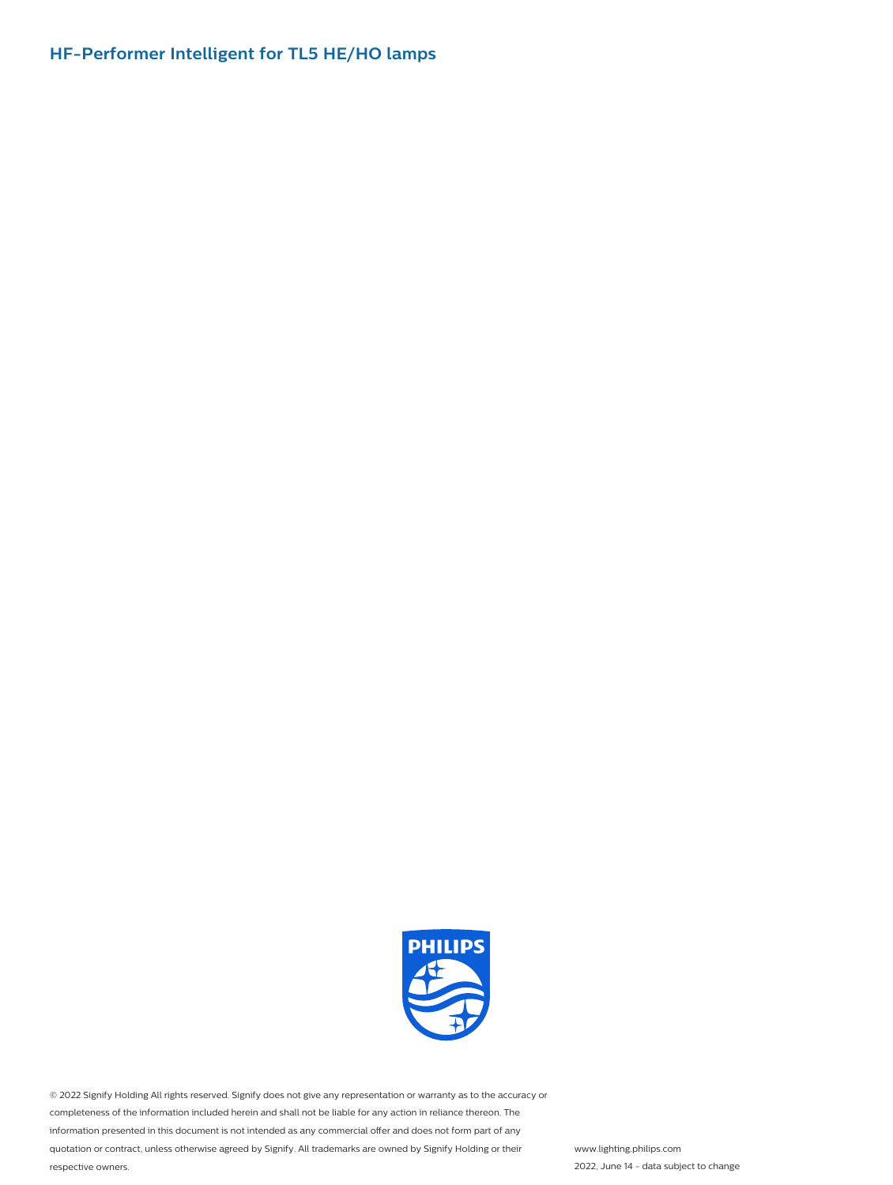© 2022 Signify Holding All rights reserved. Signify does not give any representation or warranty as to the accuracy or completeness of the information included herein and shall not be liable for any action in reliance thereon. The information presented in this document is not intended as any commercial offer and does not form part of any quotation or contract, unless otherwise agreed by Signify. All trademarks are owned by Signify Holding or their respective owners.

www.lighting.philips.com

2022, June 14 - data subject to change